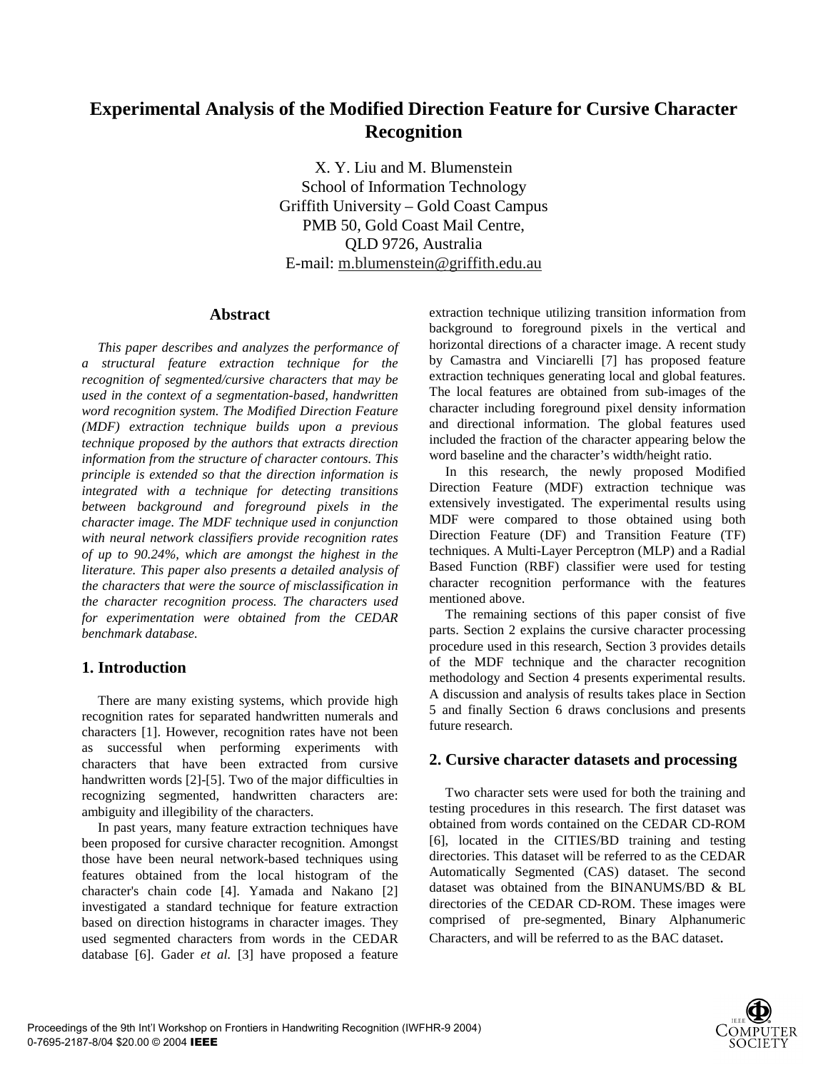# Experimental Analysis of the Modified Direction Feature for Cursive Character Recognition

X. Y. Liu and M. Blumenstein
School of Information Technology
Griffith University – Gold Coast Campus
PMB 50, Gold Coast Mail Centre,
QLD 9726, Australia
E-mail: m.blumenstein@griffith.edu.au

## Abstract

*This paper describes and analyzes the performance of a structural feature extraction technique for the recognition of segmented/cursive characters that may be used in the context of a segmentation-based, handwritten word recognition system. The Modified Direction Feature (MDF) extraction technique builds upon a previous technique proposed by the authors that extracts direction information from the structure of character contours. This principle is extended so that the direction information is integrated with a technique for detecting transitions between background and foreground pixels in the character image. The MDF technique used in conjunction with neural network classifiers provide recognition rates of up to 90.24%, which are amongst the highest in the literature. This paper also presents a detailed analysis of the characters that were the source of misclassification in the character recognition process. The characters used for experimentation were obtained from the CEDAR benchmark database.*

## 1. Introduction

There are many existing systems, which provide high recognition rates for separated handwritten numerals and characters [1]. However, recognition rates have not been as successful when performing experiments with characters that have been extracted from cursive handwritten words [2]-[5]. Two of the major difficulties in recognizing segmented, handwritten characters are: ambiguity and illegibility of the characters.

In past years, many feature extraction techniques have been proposed for cursive character recognition. Amongst those have been neural network-based techniques using features obtained from the local histogram of the character's chain code [4]. Yamada and Nakano [2] investigated a standard technique for feature extraction based on direction histograms in character images. They used segmented characters from words in the CEDAR database [6]. Gader *et al.* [3] have proposed a feature extraction technique utilizing transition information from background to foreground pixels in the vertical and horizontal directions of a character image. A recent study by Camastra and Vinciarelli [7] has proposed feature extraction techniques generating local and global features. The local features are obtained from sub-images of the character including foreground pixel density information and directional information. The global features used included the fraction of the character appearing below the word baseline and the character's width/height ratio.

In this research, the newly proposed Modified Direction Feature (MDF) extraction technique was extensively investigated. The experimental results using MDF were compared to those obtained using both Direction Feature (DF) and Transition Feature (TF) techniques. A Multi-Layer Perceptron (MLP) and a Radial Based Function (RBF) classifier were used for testing character recognition performance with the features mentioned above.

The remaining sections of this paper consist of five parts. Section 2 explains the cursive character processing procedure used in this research, Section 3 provides details of the MDF technique and the character recognition methodology and Section 4 presents experimental results. A discussion and analysis of results takes place in Section 5 and finally Section 6 draws conclusions and presents future research.

## 2. Cursive character datasets and processing

Two character sets were used for both the training and testing procedures in this research. The first dataset was obtained from words contained on the CEDAR CD-ROM [6], located in the CITIES/BD training and testing directories. This dataset will be referred to as the CEDAR Automatically Segmented (CAS) dataset. The second dataset was obtained from the BINANUMS/BD & BL directories of the CEDAR CD-ROM. These images were comprised of pre-segmented, Binary Alphanumeric Characters, and will be referred to as the BAC dataset.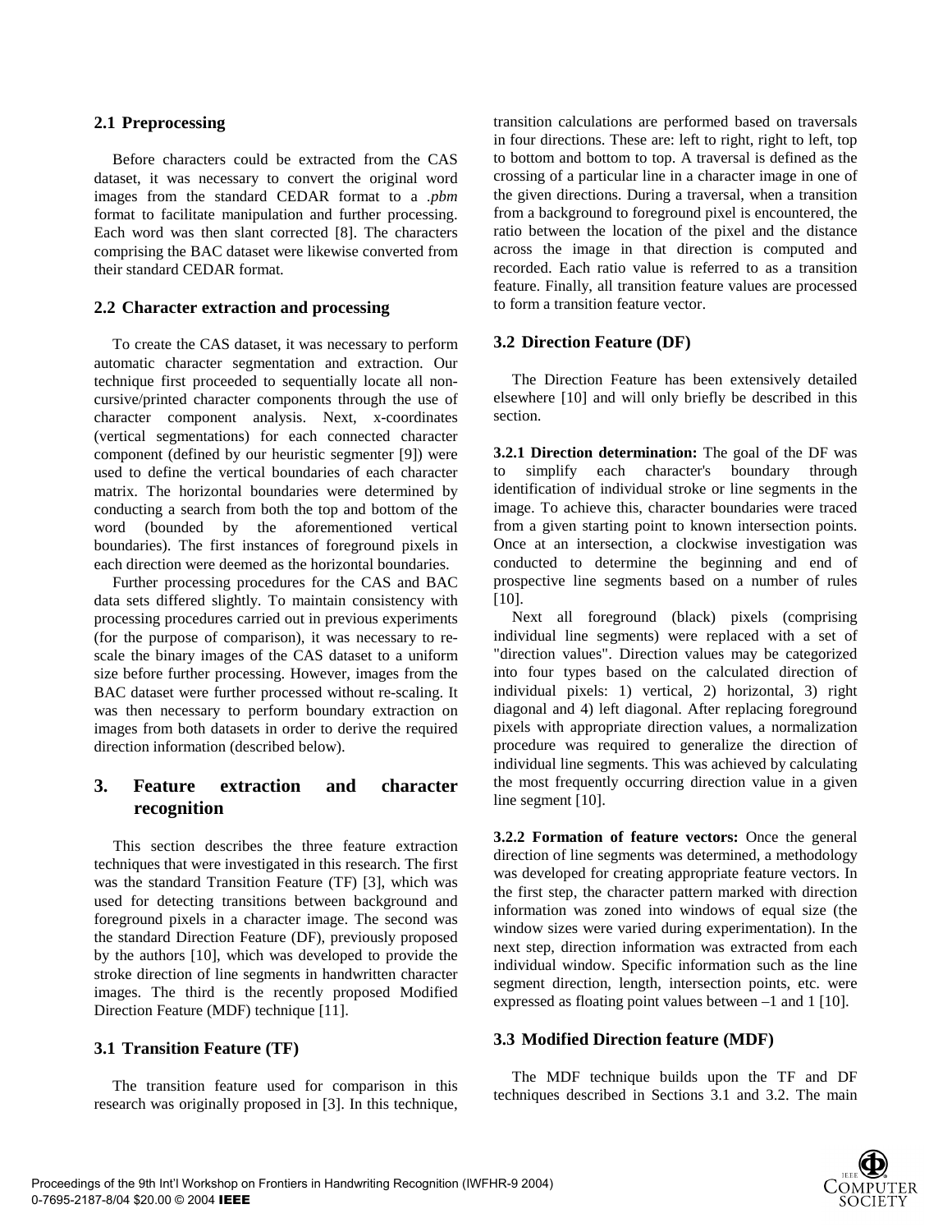## 2.1 Preprocessing

Before characters could be extracted from the CAS dataset, it was necessary to convert the original word images from the standard CEDAR format to a *.pbm* format to facilitate manipulation and further processing. Each word was then slant corrected [8]. The characters comprising the BAC dataset were likewise converted from their standard CEDAR format.

## 2.2 Character extraction and processing

To create the CAS dataset, it was necessary to perform automatic character segmentation and extraction. Our technique first proceeded to sequentially locate all non-cursive/printed character components through the use of character component analysis. Next, x-coordinates (vertical segmentations) for each connected character component (defined by our heuristic segmenter [9]) were used to define the vertical boundaries of each character matrix. The horizontal boundaries were determined by conducting a search from both the top and bottom of the word (bounded by the aforementioned vertical boundaries). The first instances of foreground pixels in each direction were deemed as the horizontal boundaries.

Further processing procedures for the CAS and BAC data sets differed slightly. To maintain consistency with processing procedures carried out in previous experiments (for the purpose of comparison), it was necessary to re-scale the binary images of the CAS dataset to a uniform size before further processing. However, images from the BAC dataset were further processed without re-scaling. It was then necessary to perform boundary extraction on images from both datasets in order to derive the required direction information (described below).

# 3. Feature extraction and character recognition

This section describes the three feature extraction techniques that were investigated in this research. The first was the standard Transition Feature (TF) [3], which was used for detecting transitions between background and foreground pixels in a character image. The second was the standard Direction Feature (DF), previously proposed by the authors [10], which was developed to provide the stroke direction of line segments in handwritten character images. The third is the recently proposed Modified Direction Feature (MDF) technique [11].

## 3.1 Transition Feature (TF)

The transition feature used for comparison in this research was originally proposed in [3]. In this technique, transition calculations are performed based on traversals in four directions. These are: left to right, right to left, top to bottom and bottom to top. A traversal is defined as the crossing of a particular line in a character image in one of the given directions. During a traversal, when a transition from a background to foreground pixel is encountered, the ratio between the location of the pixel and the distance across the image in that direction is computed and recorded. Each ratio value is referred to as a transition feature. Finally, all transition feature values are processed to form a transition feature vector.

## 3.2 Direction Feature (DF)

The Direction Feature has been extensively detailed elsewhere [10] and will only briefly be described in this section.

**3.2.1 Direction determination:** The goal of the DF was to simplify each character's boundary through identification of individual stroke or line segments in the image. To achieve this, character boundaries were traced from a given starting point to known intersection points. Once at an intersection, a clockwise investigation was conducted to determine the beginning and end of prospective line segments based on a number of rules [10].

Next all foreground (black) pixels (comprising individual line segments) were replaced with a set of "direction values". Direction values may be categorized into four types based on the calculated direction of individual pixels: 1) vertical, 2) horizontal, 3) right diagonal and 4) left diagonal. After replacing foreground pixels with appropriate direction values, a normalization procedure was required to generalize the direction of individual line segments. This was achieved by calculating the most frequently occurring direction value in a given line segment [10].

**3.2.2 Formation of feature vectors:** Once the general direction of line segments was determined, a methodology was developed for creating appropriate feature vectors. In the first step, the character pattern marked with direction information was zoned into windows of equal size (the window sizes were varied during experimentation). In the next step, direction information was extracted from each individual window. Specific information such as the line segment direction, length, intersection points, etc. were expressed as floating point values between –1 and 1 [10].

## 3.3 Modified Direction feature (MDF)

The MDF technique builds upon the TF and DF techniques described in Sections 3.1 and 3.2. The main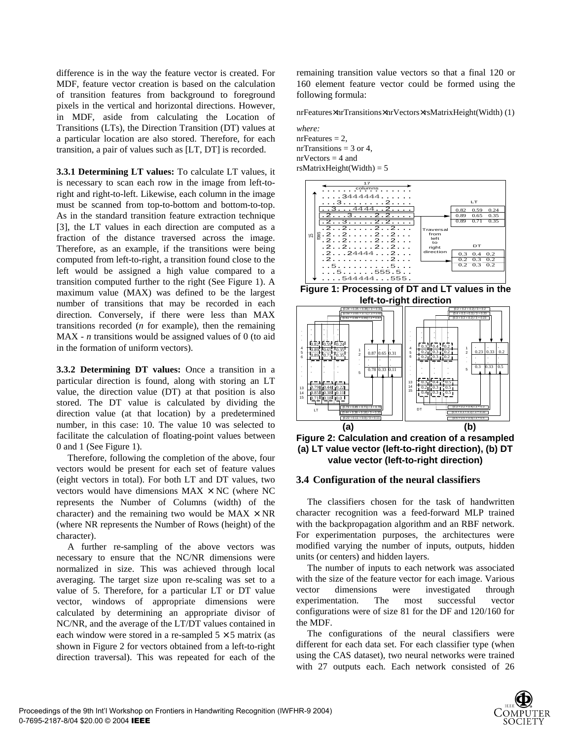difference is in the way the feature vector is created. For MDF, feature vector creation is based on the calculation of transition features from background to foreground pixels in the vertical and horizontal directions. However, in MDF, aside from calculating the Location of Transitions (LTs), the Direction Transition (DT) values at a particular location are also stored. Therefore, for each transition, a pair of values such as [LT, DT] is recorded.

**3.3.1 Determining LT values:** To calculate LT values, it is necessary to scan each row in the image from left-to-right and right-to-left. Likewise, each column in the image must be scanned from top-to-bottom and bottom-to-top. As in the standard transition feature extraction technique [3], the LT values in each direction are computed as a fraction of the distance traversed across the image. Therefore, as an example, if the transitions were being computed from left-to-right, a transition found close to the left would be assigned a high value compared to a transition computed further to the right (See Figure 1). A maximum value (MAX) was defined to be the largest number of transitions that may be recorded in each direction. Conversely, if there were less than MAX transitions recorded (*n* for example), then the remaining MAX - *n* transitions would be assigned values of 0 (to aid in the formation of uniform vectors).

**3.3.2 Determining DT values:** Once a transition in a particular direction is found, along with storing an LT value, the direction value (DT) at that position is also stored. The DT value is calculated by dividing the direction value (at that location) by a predetermined number, in this case: 10. The value 10 was selected to facilitate the calculation of floating-point values between 0 and 1 (See Figure 1).

Therefore, following the completion of the above, four vectors would be present for each set of feature values (eight vectors in total). For both LT and DT values, two vectors would have dimensions MAX × NC (where NC represents the Number of Columns (width) of the character) and the remaining two would be MAX × NR (where NR represents the Number of Rows (height) of the character).

A further re-sampling of the above vectors was necessary to ensure that the NC/NR dimensions were normalized in size. This was achieved through local averaging. The target size upon re-scaling was set to a value of 5. Therefore, for a particular LT or DT value vector, windows of appropriate dimensions were calculated by determining an appropriate divisor of NC/NR, and the average of the LT/DT values contained in each window were stored in a re-sampled 5 × 5 matrix (as shown in Figure 2 for vectors obtained from a left-to-right direction traversal). This was repeated for each of the remaining transition value vectors so that a final 120 or 160 element feature vector could be formed using the following formula:

nrFeatures×nrTransitions×nrVectors×rsMatrixHeight(Width) (1)

*where:*
nrFeatures = 2,
nrTransitions = 3 or 4,
nrVectors = 4 and
rsMatrixHeight(Width) = 5

**Figure 1: Processing of DT and LT values in the left-to-right direction**

**Figure 2: Calculation and creation of a resampled (a) LT value vector (left-to-right direction), (b) DT value vector (left-to-right direction)**

## 3.4 Configuration of the neural classifiers

The classifiers chosen for the task of handwritten character recognition was a feed-forward MLP trained with the backpropagation algorithm and an RBF network. For experimentation purposes, the architectures were modified varying the number of inputs, outputs, hidden units (or centers) and hidden layers.

The number of inputs to each network was associated with the size of the feature vector for each image. Various vector dimensions were investigated through experimentation. The most successful vector configurations were of size 81 for the DF and 120/160 for the MDF.

The configurations of the neural classifiers were different for each data set. For each classifier type (when using the CAS dataset), two neural networks were trained with 27 outputs each. Each network consisted of 26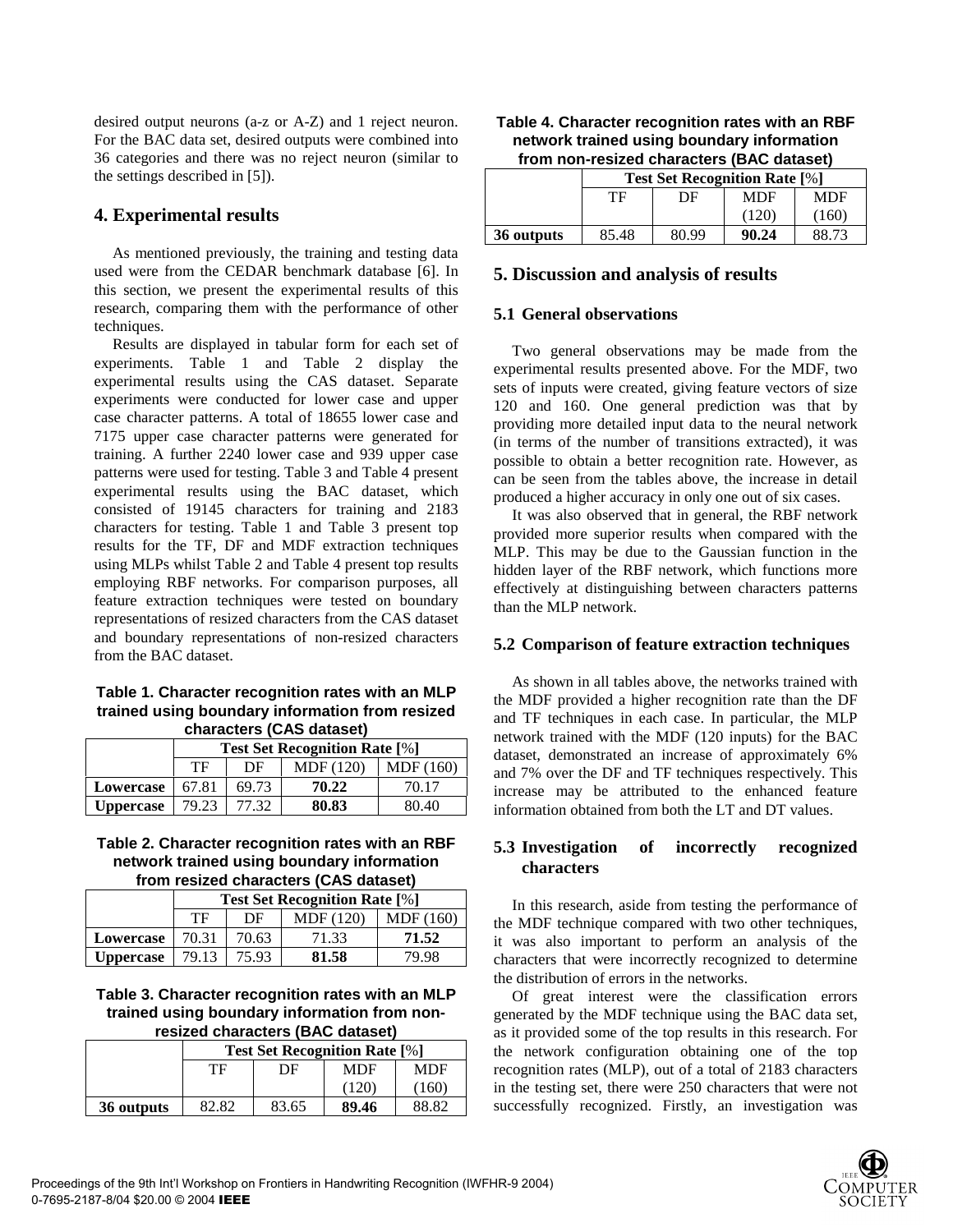desired output neurons (a-z or A-Z) and 1 reject neuron. For the BAC data set, desired outputs were combined into 36 categories and there was no reject neuron (similar to the settings described in [5]).

## 4. Experimental results

As mentioned previously, the training and testing data used were from the CEDAR benchmark database [6]. In this section, we present the experimental results of this research, comparing them with the performance of other techniques.

Results are displayed in tabular form for each set of experiments. Table 1 and Table 2 display the experimental results using the CAS dataset. Separate experiments were conducted for lower case and upper case character patterns. A total of 18655 lower case and 7175 upper case character patterns were generated for training. A further 2240 lower case and 939 upper case patterns were used for testing. Table 3 and Table 4 present experimental results using the BAC dataset, which consisted of 19145 characters for training and 2183 characters for testing. Table 1 and Table 3 present top results for the TF, DF and MDF extraction techniques using MLPs whilst Table 2 and Table 4 present top results employing RBF networks. For comparison purposes, all feature extraction techniques were tested on boundary representations of resized characters from the CAS dataset and boundary representations of non-resized characters from the BAC dataset.

**Table 1. Character recognition rates with an MLP trained using boundary information from resized characters (CAS dataset)**

| | Test Set Recognition Rate [%] | | | |
|---|---|---|---|---|
| | TF | DF | MDF (120) | MDF (160) |
| **Lowercase** | 67.81 | 69.73 | **70.22** | 70.17 |
| **Uppercase** | 79.23 | 77.32 | **80.83** | 80.40 |

**Table 2. Character recognition rates with an RBF network trained using boundary information from resized characters (CAS dataset)**

| | Test Set Recognition Rate [%] | | | |
|---|---|---|---|---|
| | TF | DF | MDF (120) | MDF (160) |
| **Lowercase** | 70.31 | 70.63 | 71.33 | **71.52** |
| **Uppercase** | 79.13 | 75.93 | **81.58** | 79.98 |

**Table 3. Character recognition rates with an MLP trained using boundary information from non-resized characters (BAC dataset)**

| | Test Set Recognition Rate [%] | | | |
|---|---|---|---|---|
| | TF | DF | MDF (120) | MDF (160) |
| **36 outputs** | 82.82 | 83.65 | **89.46** | 88.82 |

**Table 4. Character recognition rates with an RBF network trained using boundary information from non-resized characters (BAC dataset)**

| | Test Set Recognition Rate [%] | | | |
|---|---|---|---|---|
| | TF | DF | MDF (120) | MDF (160) |
| **36 outputs** | 85.48 | 80.99 | **90.24** | 88.73 |

## 5. Discussion and analysis of results

### 5.1 General observations

Two general observations may be made from the experimental results presented above. For the MDF, two sets of inputs were created, giving feature vectors of size 120 and 160. One general prediction was that by providing more detailed input data to the neural network (in terms of the number of transitions extracted), it was possible to obtain a better recognition rate. However, as can be seen from the tables above, the increase in detail produced a higher accuracy in only one out of six cases.

It was also observed that in general, the RBF network provided more superior results when compared with the MLP. This may be due to the Gaussian function in the hidden layer of the RBF network, which functions more effectively at distinguishing between characters patterns than the MLP network.

### 5.2 Comparison of feature extraction techniques

As shown in all tables above, the networks trained with the MDF provided a higher recognition rate than the DF and TF techniques in each case. In particular, the MLP network trained with the MDF (120 inputs) for the BAC dataset, demonstrated an increase of approximately 6% and 7% over the DF and TF techniques respectively. This increase may be attributed to the enhanced feature information obtained from both the LT and DT values.

### 5.3 Investigation of incorrectly recognized characters

In this research, aside from testing the performance of the MDF technique compared with two other techniques, it was also important to perform an analysis of the characters that were incorrectly recognized to determine the distribution of errors in the networks.

Of great interest were the classification errors generated by the MDF technique using the BAC data set, as it provided some of the top results in this research. For the network configuration obtaining one of the top recognition rates (MLP), out of a total of 2183 characters in the testing set, there were 250 characters that were not successfully recognized. Firstly, an investigation was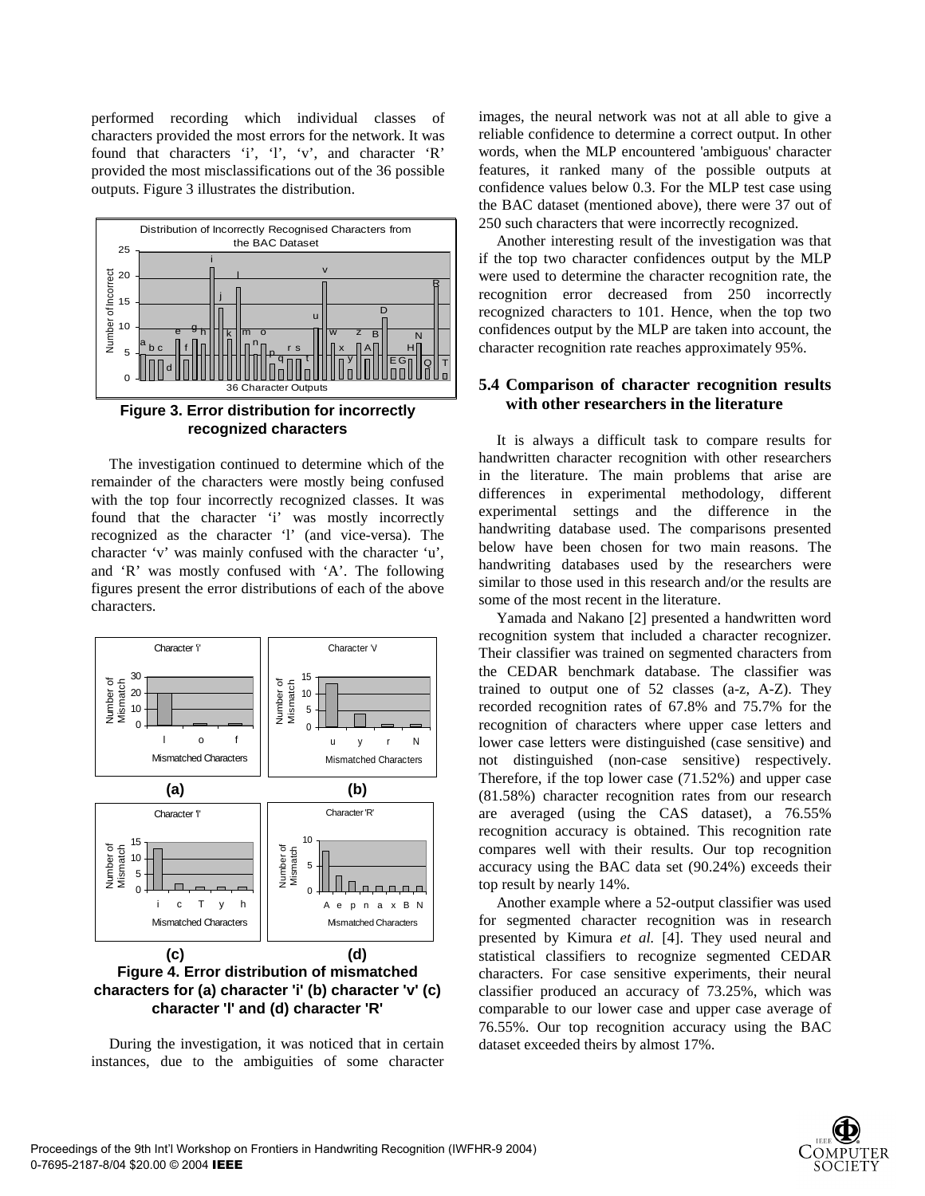performed recording which individual classes of characters provided the most errors for the network. It was found that characters 'i', 'l', 'v', and character 'R' provided the most misclassifications out of the 36 possible outputs. Figure 3 illustrates the distribution.

**Figure 3. Error distribution for incorrectly recognized characters**

The investigation continued to determine which of the remainder of the characters were mostly being confused with the top four incorrectly recognized classes. It was found that the character 'i' was mostly incorrectly recognized as the character 'l' (and vice-versa). The character 'v' was mainly confused with the character 'u', and 'R' was mostly confused with 'A'. The following figures present the error distributions of each of the above characters.

**Figure 4. Error distribution of mismatched characters for (a) character 'i' (b) character 'v' (c) character 'l' and (d) character 'R'**

During the investigation, it was noticed that in certain instances, due to the ambiguities of some character images, the neural network was not at all able to give a reliable confidence to determine a correct output. In other words, when the MLP encountered 'ambiguous' character features, it ranked many of the possible outputs at confidence values below 0.3. For the MLP test case using the BAC dataset (mentioned above), there were 37 out of 250 such characters that were incorrectly recognized.

Another interesting result of the investigation was that if the top two character confidences output by the MLP were used to determine the character recognition rate, the recognition error decreased from 250 incorrectly recognized characters to 101. Hence, when the top two confidences output by the MLP are taken into account, the character recognition rate reaches approximately 95%.

### 5.4 Comparison of character recognition results with other researchers in the literature

It is always a difficult task to compare results for handwritten character recognition with other researchers in the literature. The main problems that arise are differences in experimental methodology, different experimental settings and the difference in the handwriting database used. The comparisons presented below have been chosen for two main reasons. The handwriting databases used by the researchers were similar to those used in this research and/or the results are some of the most recent in the literature.

Yamada and Nakano [2] presented a handwritten word recognition system that included a character recognizer. Their classifier was trained on segmented characters from the CEDAR benchmark database. The classifier was trained to output one of 52 classes (a-z, A-Z). They recorded recognition rates of 67.8% and 75.7% for the recognition of characters where upper case letters and lower case letters were distinguished (case sensitive) and not distinguished (non-case sensitive) respectively. Therefore, if the top lower case (71.52%) and upper case (81.58%) character recognition rates from our research are averaged (using the CAS dataset), a 76.55% recognition accuracy is obtained. This recognition rate compares well with their results. Our top recognition accuracy using the BAC data set (90.24%) exceeds their top result by nearly 14%.

Another example where a 52-output classifier was used for segmented character recognition was in research presented by Kimura *et al.* [4]. They used neural and statistical classifiers to recognize segmented CEDAR characters. For case sensitive experiments, their neural classifier produced an accuracy of 73.25%, which was comparable to our lower case and upper case average of 76.55%. Our top recognition accuracy using the BAC dataset exceeded theirs by almost 17%.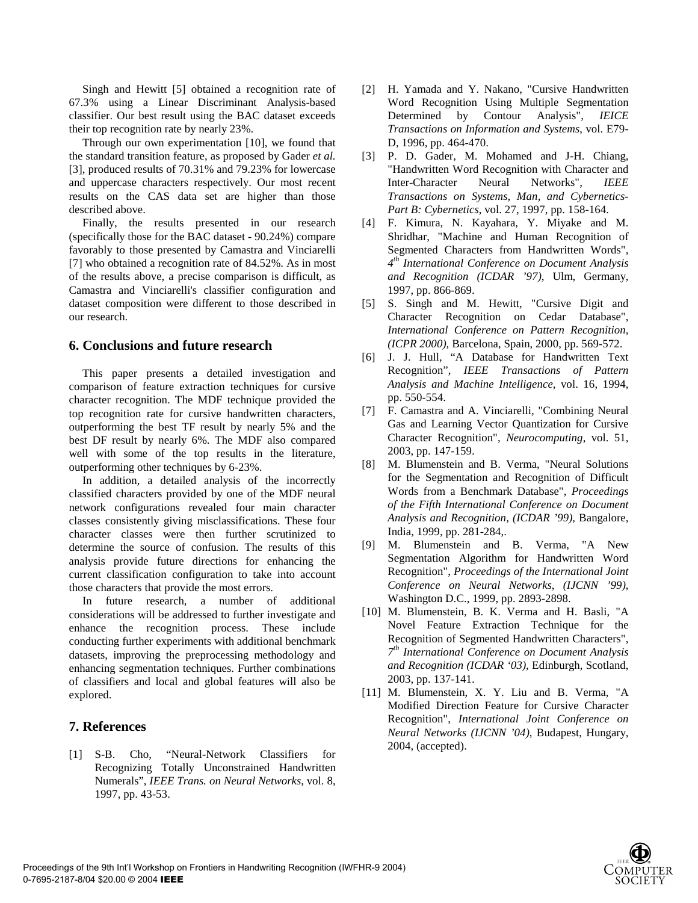Singh and Hewitt [5] obtained a recognition rate of 67.3% using a Linear Discriminant Analysis-based classifier. Our best result using the BAC dataset exceeds their top recognition rate by nearly 23%.

Through our own experimentation [10], we found that the standard transition feature, as proposed by Gader *et al.* [3], produced results of 70.31% and 79.23% for lowercase and uppercase characters respectively. Our most recent results on the CAS data set are higher than those described above.

Finally, the results presented in our research (specifically those for the BAC dataset - 90.24%) compare favorably to those presented by Camastra and Vinciarelli [7] who obtained a recognition rate of 84.52%. As in most of the results above, a precise comparison is difficult, as Camastra and Vinciarelli's classifier configuration and dataset composition were different to those described in our research.

## 6. Conclusions and future research

This paper presents a detailed investigation and comparison of feature extraction techniques for cursive character recognition. The MDF technique provided the top recognition rate for cursive handwritten characters, outperforming the best TF result by nearly 5% and the best DF result by nearly 6%. The MDF also compared well with some of the top results in the literature, outperforming other techniques by 6-23%.

In addition, a detailed analysis of the incorrectly classified characters provided by one of the MDF neural network configurations revealed four main character classes consistently giving misclassifications. These four character classes were then further scrutinized to determine the source of confusion. The results of this analysis provide future directions for enhancing the current classification configuration to take into account those characters that provide the most errors.

In future research, a number of additional considerations will be addressed to further investigate and enhance the recognition process. These include conducting further experiments with additional benchmark datasets, improving the preprocessing methodology and enhancing segmentation techniques. Further combinations of classifiers and local and global features will also be explored.

## 7. References

[1] S-B. Cho, "Neural-Network Classifiers for Recognizing Totally Unconstrained Handwritten Numerals", *IEEE Trans. on Neural Networks*, vol. 8, 1997, pp. 43-53.

[2] H. Yamada and Y. Nakano, "Cursive Handwritten Word Recognition Using Multiple Segmentation Determined by Contour Analysis", *IEICE Transactions on Information and Systems*, vol. E79-D, 1996, pp. 464-470.

[3] P. D. Gader, M. Mohamed and J-H. Chiang, "Handwritten Word Recognition with Character and Inter-Character Neural Networks", *IEEE Transactions on Systems, Man, and Cybernetics-Part B: Cybernetics*, vol. 27, 1997, pp. 158-164.

[4] F. Kimura, N. Kayahara, Y. Miyake and M. Shridhar, "Machine and Human Recognition of Segmented Characters from Handwritten Words", *4th International Conference on Document Analysis and Recognition (ICDAR '97)*, Ulm, Germany, 1997, pp. 866-869.

[5] S. Singh and M. Hewitt, "Cursive Digit and Character Recognition on Cedar Database", *International Conference on Pattern Recognition, (ICPR 2000)*, Barcelona, Spain, 2000, pp. 569-572.

[6] J. J. Hull, "A Database for Handwritten Text Recognition", *IEEE Transactions of Pattern Analysis and Machine Intelligence*, vol. 16, 1994, pp. 550-554.

[7] F. Camastra and A. Vinciarelli, "Combining Neural Gas and Learning Vector Quantization for Cursive Character Recognition", *Neurocomputing*, vol. 51, 2003, pp. 147-159.

[8] M. Blumenstein and B. Verma, "Neural Solutions for the Segmentation and Recognition of Difficult Words from a Benchmark Database", *Proceedings of the Fifth International Conference on Document Analysis and Recognition, (ICDAR '99)*, Bangalore, India, 1999, pp. 281-284,.

[9] M. Blumenstein and B. Verma, "A New Segmentation Algorithm for Handwritten Word Recognition", *Proceedings of the International Joint Conference on Neural Networks, (IJCNN '99)*, Washington D.C., 1999, pp. 2893-2898.

[10] M. Blumenstein, B. K. Verma and H. Basli, "A Novel Feature Extraction Technique for the Recognition of Segmented Handwritten Characters", *7th International Conference on Document Analysis and Recognition (ICDAR '03)*, Edinburgh, Scotland, 2003, pp. 137-141.

[11] M. Blumenstein, X. Y. Liu and B. Verma, "A Modified Direction Feature for Cursive Character Recognition", *International Joint Conference on Neural Networks (IJCNN '04)*, Budapest, Hungary, 2004, (accepted).